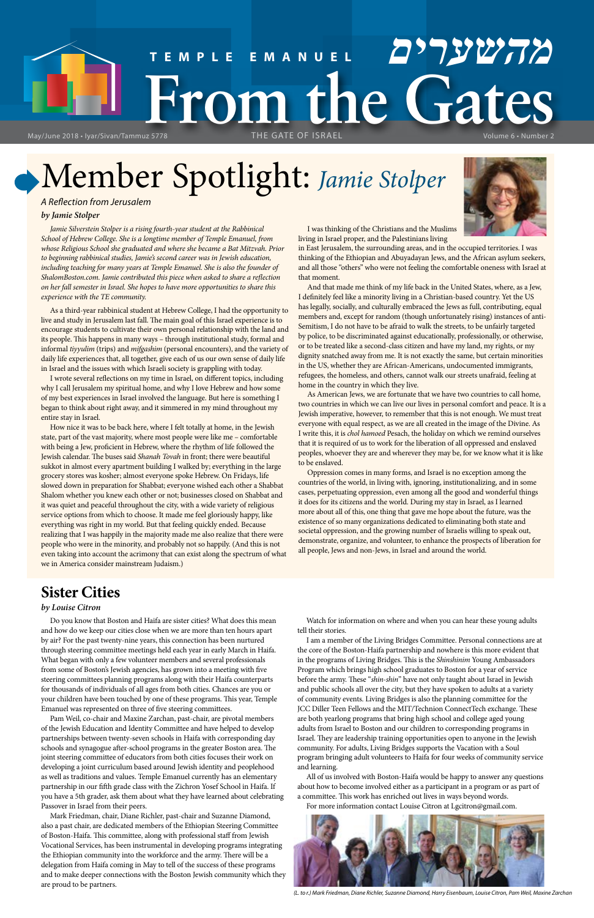# TEMPLE EMANUEL מהשערים From the Gates

May/June 2018 • Iyar/Sivan/Tammuz 5778 THE GATE OF ISRAEL Volume 6 • Number 2

# Member Spotlight: *Jamie Stolper*

*A Reflection from Jerusalem*

***by Jamie Stolper***

*Jamie Silverstein Stolper is a rising fourth-year student at the Rabbinical School of Hebrew College. She is a longtime member of Temple Emanuel, from whose Religious School she graduated and where she became a Bat Mitzvah. Prior to beginning rabbinical studies, Jamie's second career was in Jewish education, including teaching for many years at Temple Emanuel. She is also the founder of ShalomBoston.com. Jamie contributed this piece when asked to share a reflection on her fall semester in Israel. She hopes to have more opportunities to share this experience with the TE community.*

As a third-year rabbinical student at Hebrew College, I had the opportunity to live and study in Jerusalem last fall. The main goal of this Israel experience is to encourage students to cultivate their own personal relationship with the land and its people. This happens in many ways – through institutional study, formal and informal *tiyyulim* (trips) and *mifgashim* (personal encounters), and the variety of daily life experiences that, all together, give each of us our own sense of daily life in Israel and the issues with which Israeli society is grappling with today.

I wrote several reflections on my time in Israel, on different topics, including why I call Jerusalem my spiritual home, and why I love Hebrew and how some of my best experiences in Israel involved the language. But here is something I began to think about right away, and it simmered in my mind throughout my entire stay in Israel.

How nice it was to be back here, where I felt totally at home, in the Jewish state, part of the vast majority, where most people were like me – comfortable with being a Jew, proficient in Hebrew, where the rhythm of life followed the Jewish calendar. The buses said *Shanah Tovah* in front; there were beautiful sukkot in almost every apartment building I walked by; everything in the large grocery stores was kosher; almost everyone spoke Hebrew. On Fridays, life slowed down in preparation for Shabbat; everyone wished each other a Shabbat Shalom whether you knew each other or not; businesses closed on Shabbat and it was quiet and peaceful throughout the city, with a wide variety of religious service options from which to choose. It made me feel gloriously happy, like everything was right in my world. But that feeling quickly ended. Because realizing that I was happily in the majority made me also realize that there were people who were in the minority, and probably not so happy. (And this is not even taking into account the acrimony that can exist along the spectrum of what we in America consider mainstream Judaism.)

I was thinking of the Christians and the Muslims living in Israel proper, and the Palestinians living in East Jerusalem, the surrounding areas, and in the occupied territories. I was thinking of the Ethiopian and Abuyadayan Jews, and the African asylum seekers, and all those "others" who were not feeling the comfortable oneness with Israel at that moment.

And that made me think of my life back in the United States, where, as a Jew, I definitely feel like a minority living in a Christian-based country. Yet the US has legally, socially, and culturally embraced the Jews as full, contributing, equal members and, except for random (though unfortunately rising) instances of anti-Semitism, I do not have to be afraid to walk the streets, to be unfairly targeted by police, to be discriminated against educationally, professionally, or otherwise, or to be treated like a second-class citizen and have my land, my rights, or my dignity snatched away from me. It is not exactly the same, but certain minorities in the US, whether they are African-Americans, undocumented immigrants, refugees, the homeless, and others, cannot walk our streets unafraid, feeling at home in the country in which they live.

As American Jews, we are fortunate that we have two countries to call home, two countries in which we can live our lives in personal comfort and peace. It is a Jewish imperative, however, to remember that this is not enough. We must treat everyone with equal respect, as we are all created in the image of the Divine. As I write this, it is *chol hamoed* Pesach, the holiday on which we remind ourselves that it is required of us to work for the liberation of all oppressed and enslaved peoples, whoever they are and wherever they may be, for we know what it is like to be enslaved.

Oppression comes in many forms, and Israel is no exception among the countries of the world, in living with, ignoring, institutionalizing, and in some cases, perpetuating oppression, even among all the good and wonderful things it does for its citizens and the world. During my stay in Israel, as I learned more about all of this, one thing that gave me hope about the future, was the existence of so many organizations dedicated to eliminating both state and societal oppression, and the growing number of Israelis willing to speak out, demonstrate, organize, and volunteer, to enhance the prospects of liberation for all people, Jews and non-Jews, in Israel and around the world.

## Sister Cities

***by Louise Citron***

Do you know that Boston and Haifa are sister cities? What does this mean and how do we keep our cities close when we are more than ten hours apart by air? For the past twenty-nine years, this connection has been nurtured through steering committee meetings held each year in early March in Haifa. What began with only a few volunteer members and several professionals from some of Boston's Jewish agencies, has grown into a meeting with five steering committees planning programs along with their Haifa counterparts for thousands of individuals of all ages from both cities. Chances are you or your children have been touched by one of these programs. This year, Temple Emanuel was represented on three of five steering committees.

Pam Weil, co-chair and Maxine Zarchan, past-chair, are pivotal members of the Jewish Education and Identity Committee and have helped to develop partnerships between twenty-seven schools in Haifa with corresponding day schools and synagogue after-school programs in the greater Boston area. The joint steering committee of educators from both cities focuses their work on developing a joint curriculum based around Jewish identity and peoplehood as well as traditions and values. Temple Emanuel currently has an elementary partnership in our fifth grade class with the Zichron Yosef School in Haifa. If you have a 5th grader, ask them about what they have learned about celebrating Passover in Israel from their peers.

Mark Friedman, chair, Diane Richler, past-chair and Suzanne Diamond, also a past chair, are dedicated members of the Ethiopian Steering Committee of Boston-Haifa. This committee, along with professional staff from Jewish Vocational Services, has been instrumental in developing programs integrating the Ethiopian community into the workforce and the army. There will be a delegation from Haifa coming in May to tell of the success of these programs and to make deeper connections with the Boston Jewish community which they are proud to be partners.

Watch for information on where and when you can hear these young adults tell their stories.

I am a member of the Living Bridges Committee. Personal connections are at the core of the Boston-Haifa partnership and nowhere is this more evident that in the programs of Living Bridges. This is the *Shinshinim* Young Ambassadors Program which brings high school graduates to Boston for a year of service before the army. These "*shin-shin*" have not only taught about Israel in Jewish and public schools all over the city, but they have spoken to adults at a variety of community events. Living Bridges is also the planning committee for the JCC Diller Teen Fellows and the MIT/Technion ConnectTech exchange. These are both yearlong programs that bring high school and college aged young adults from Israel to Boston and our children to corresponding programs in Israel. They are leadership training opportunities open to anyone in the Jewish community. For adults, Living Bridges supports the Vacation with a Soul program bringing adult volunteers to Haifa for four weeks of community service and learning.

All of us involved with Boston-Haifa would be happy to answer any questions about how to become involved either as a participant in a program or as part of a committee. This work has enriched out lives in ways beyond words.

For more information contact Louise Citron at Lgcitron@gmail.com.

*(L. to r.) Mark Friedman, Diane Richler, Suzanne Diamond, Harry Eisenbaum, Louise Citron, Pam Weil, Maxine Zarchan*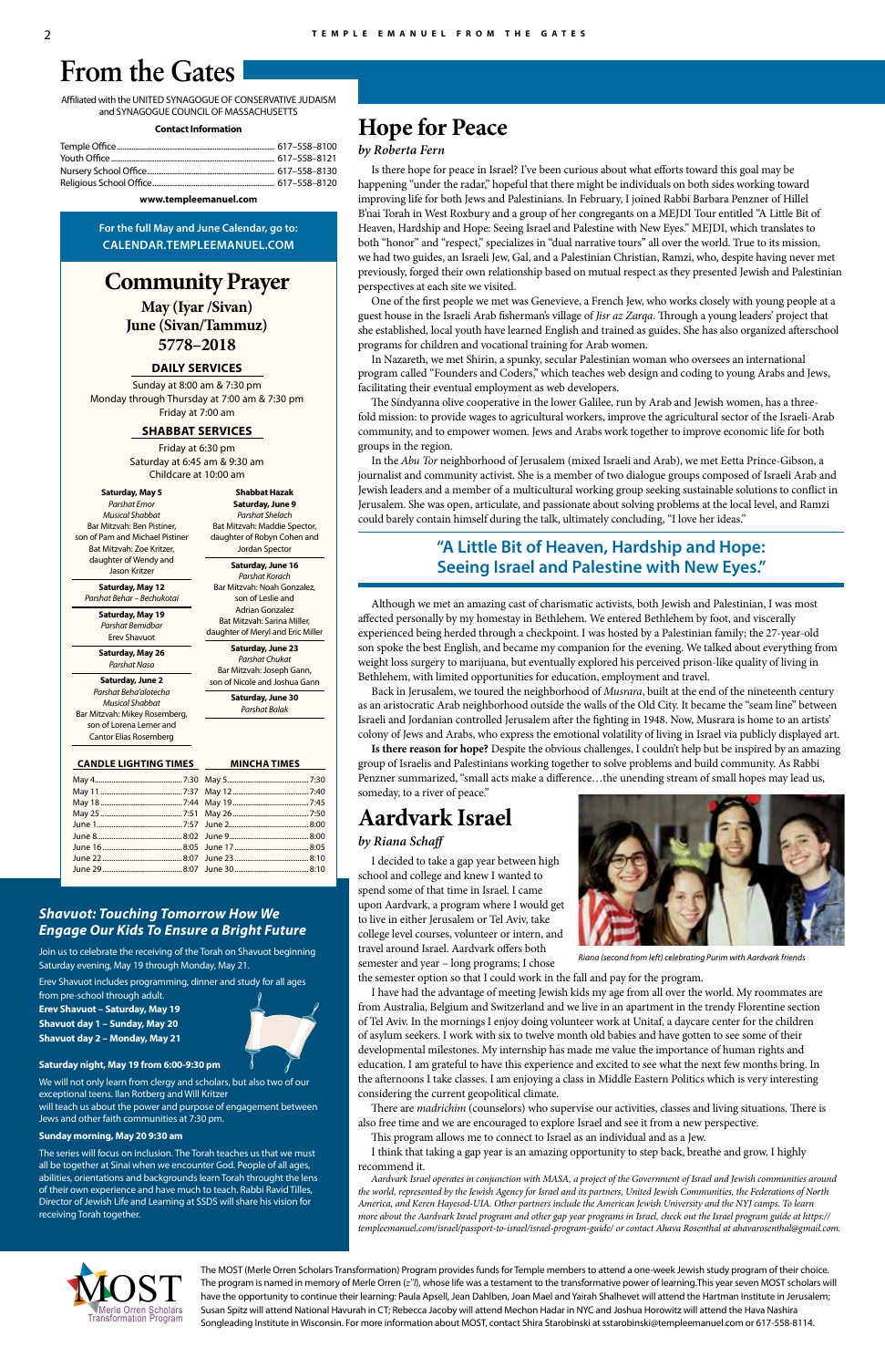# From the Gates

Affiliated with the UNITED SYNAGOGUE OF CONSERVATIVE JUDAISM and SYNAGOGUE COUNCIL OF MASSACHUSETTS

**Contact Information**

| | |
|---|---|
| Temple Office | 617–558–8100 |
| Youth Office | 617–558–8121 |
| Nursery School Office | 617–558–8130 |
| Religious School Office | 617–558–8120 |

**www.templeemanuel.com**

For the full May and June Calendar, go to: CALENDAR.TEMPLEEMANUEL.COM

## Community Prayer

**May (Iyar /Sivan)**
**June (Sivan/Tammuz)**
**5778–2018**

### DAILY SERVICES

Sunday at 8:00 am & 7:30 pm
Monday through Thursday at 7:00 am & 7:30 pm
Friday at 7:00 am

### SHABBAT SERVICES

Friday at 6:30 pm
Saturday at 6:45 am & 9:30 am
Childcare at 10:00 am

**Saturday, May 5**
*Parshat Emor*
*Musical Shabbat*
Bar Mitzvah: Ben Pistiner, son of Pam and Michael Pistiner
Bat Mitzvah: Zoe Kritzer, daughter of Wendy and Jason Kritzer

**Saturday, May 12**
*Parshat Behar – Bechukotai*

**Saturday, May 19**
*Parshat Bemidbar*
Erev Shavuot

**Saturday, May 26**
*Parshat Naso*

**Saturday, June 2**
*Parshat Beha'alotecha*
*Musical Shabbat*
Bar Mitzvah: Mikey Rosemberg, son of Lorena Lerner and Cantor Elias Rosemberg

**Shabbat Hazak**
**Saturday, June 9**
*Parshat Shelach*
Bat Mitzvah: Maddie Spector, daughter of Robyn Cohen and Jordan Spector

**Saturday, June 16**
*Parshat Korach*
Bar Mitzvah: Noah Gonzalez, son of Leslie and Adrian Gonzalez
Bat Mitzvah: Sarina Miller, daughter of Meryl and Eric Miller

**Saturday, June 23**
*Parshat Chukat*
Bar Mitzvah: Joseph Gann, son of Nicole and Joshua Gann

**Saturday, June 30**
*Parshat Balak*

| CANDLE LIGHTING TIMES | | MINCHA TIMES | |
|---|---|---|---|
| May 4 | 7:30 | May 5 | 7:30 |
| May 11 | 7:37 | May 12 | 7:40 |
| May 18 | 7:44 | May 19 | 7:45 |
| May 25 | 7:51 | May 26 | 7:50 |
| June 1 | 7:57 | June 2 | 8:00 |
| June 8 | 8:02 | June 9 | 8:00 |
| June 16 | 8:05 | June 17 | 8:05 |
| June 22 | 8:07 | June 23 | 8:10 |
| June 29 | 8:07 | June 30 | 8:10 |

### *Shavuot: Touching Tomorrow How We Engage Our Kids To Ensure a Bright Future*

Join us to celebrate the receiving of the Torah on Shavuot beginning Saturday evening, May 19 through Monday, May 21.

Erev Shavuot includes programming, dinner and study for all ages from pre-school through adult.

**Erev Shavuot – Saturday, May 19**
**Shavuot day 1 – Sunday, May 20**
**Shavuot day 2 – Monday, May 21**

**Saturday night, May 19 from 6:00-9:30 pm**

We will not only learn from clergy and scholars, but also two of our exceptional teens. Ilan Rotberg and Will Kritzer will teach us about the power and purpose of engagement between Jews and other faith communities at 7:30 pm.

**Sunday morning, May 20 9:30 am**

The series will focus on inclusion. The Torah teaches us that we must all be together at Sinai when we encounter God. People of all ages, abilities, orientations and backgrounds learn Torah through the lens of their own experience and have much to teach. Rabbi Ravid Tilles, Director of Jewish Life and Learning at SSDS will share his vision for receiving Torah together.

## Hope for Peace

*by Roberta Fern*

Is there hope for peace in Israel? I've been curious about what efforts toward this goal may be happening "under the radar," hopeful that there might be individuals on both sides working toward improving life for both Jews and Palestinians. In February, I joined Rabbi Barbara Penzner of Hillel B'nai Torah in West Roxbury and a group of her congregants on a MEJDI Tour entitled "A Little Bit of Heaven, Hardship and Hope: Seeing Israel and Palestine with New Eyes." MEJDI, which translates to both "honor" and "respect," specializes in "dual narrative tours" all over the world. True to its mission, we had two guides, an Israeli Jew, Gal, and a Palestinian Christian, Ramzi, who, despite having never met previously, forged their own relationship based on mutual respect as they presented Jewish and Palestinian perspectives at each site we visited.

One of the first people we met was Genevieve, a French Jew, who works closely with young people at a guest house in the Israeli Arab fisherman's village of *Jisr az Zarqa*. Through a young leaders' project that she established, local youth have learned English and trained as guides. She has also organized afterschool programs for children and vocational training for Arab women.

In Nazareth, we met Shirin, a spunky, secular Palestinian woman who oversees an international program called "Founders and Coders," which teaches web design and coding to young Arabs and Jews, facilitating their eventual employment as web developers.

The Sindyanna olive cooperative in the lower Galilee, run by Arab and Jewish women, has a three-fold mission: to provide wages to agricultural workers, improve the agricultural sector of the Israeli-Arab community, and to empower women. Jews and Arabs work together to improve economic life for both groups in the region.

In the *Abu Tor* neighborhood of Jerusalem (mixed Israeli and Arab), we met Eetta Prince-Gibson, a journalist and community activist. She is a member of two dialogue groups composed of Israeli Arab and Jewish leaders and a member of a multicultural working group seeking sustainable solutions to conflict in Jerusalem. She was open, articulate, and passionate about solving problems at the local level, and Ramzi could barely contain himself during the talk, ultimately concluding, "I love her ideas."

### "A Little Bit of Heaven, Hardship and Hope: Seeing Israel and Palestine with New Eyes."

Although we met an amazing cast of charismatic activists, both Jewish and Palestinian, I was most affected personally by my homestay in Bethlehem. We entered Bethlehem by foot, and viscerally experienced being herded through a checkpoint. I was hosted by a Palestinian family; the 27-year-old son spoke the best English, and became my companion for the evening. We talked about everything from weight loss surgery to marijuana, but eventually explored his perceived prison-like quality of living in Bethlehem, with limited opportunities for education, employment and travel.

Back in Jerusalem, we toured the neighborhood of *Musrara*, built at the end of the nineteenth century as an aristocratic Arab neighborhood outside the walls of the Old City. It became the "seam line" between Israeli and Jordanian controlled Jerusalem after the fighting in 1948. Now, Musrara is home to an artists' colony of Jews and Arabs, who express the emotional volatility of living in Israel via publicly displayed art.

**Is there reason for hope?** Despite the obvious challenges, I couldn't help but be inspired by an amazing group of Israelis and Palestinians working together to solve problems and build community. As Rabbi Penzner summarized, "small acts make a difference…the unending stream of small hopes may lead us, someday, to a river of peace."

## Aardvark Israel

*by Riana Schaff*

I decided to take a gap year between high school and college and knew I wanted to spend some of that time in Israel. I came upon Aardvark, a program where I would get to live in either Jerusalem or Tel Aviv, take college level courses, volunteer or intern, and travel around Israel. Aardvark offers both semester and year – long programs; I chose the semester option so that I could work in the fall and pay for the program.

Riana (second from left) celebrating Purim with Aardvark friends

I have had the advantage of meeting Jewish kids my age from all over the world. My roommates are from Australia, Belgium and Switzerland and we live in an apartment in the trendy Florentine section of Tel Aviv. In the mornings I enjoy doing volunteer work at Unitaf, a daycare center for the children of asylum seekers. I work with six to twelve month old babies and have gotten to see some of their developmental milestones. My internship has made me value the importance of human rights and education. I am grateful to have this experience and excited to see what the next few months bring. In the afternoons I take classes. I am enjoying a class in Middle Eastern Politics which is very interesting considering the current geopolitical climate.

There are *madrichim* (counselors) who supervise our activities, classes and living situations. There is also free time and we are encouraged to explore Israel and see it from a new perspective.

This program allows me to connect to Israel as an individual and as a Jew.

I think that taking a gap year is an amazing opportunity to step back, breathe and grow. I highly recommend it.

*Aardvark Israel operates in conjunction with MASA, a project of the Government of Israel and Jewish communities around the world, represented by the Jewish Agency for Israel and its partners, United Jewish Communities, the Federations of North America, and Keren Hayesod-UIA. Other partners include the American Jewish University and the NYJ camps. To learn more about the Aardvark Israel program and other gap year programs in Israel, check out the Israel program guide at https://templeemanuel.com/israel/passport-to-israel/israel-program-guide/ or contact Ahava Rosenthal at ahavarosenthal@gmail.com.*

MOST Merle Orren Scholars Transformation Program

The MOST (Merle Orren Scholars Transformation) Program provides funds for Temple members to attend a one-week Jewish study program of their choice. The program is named in memory of Merle Orren (z"l), whose life was a testament to the transformative power of learning. This year seven MOST scholars will have the opportunity to continue their learning: Paula Apsell, Jean Dahlben, Joan Mael and Yairah Shalhevet will attend the Hartman Institute in Jerusalem; Susan Spitz will attend National Havurah in CT; Rebecca Jacoby will attend Mechon Hadar in NYC and Joshua Horowitz will attend the Hava Nashira Songleading Institute in Wisconsin. For more information about MOST, contact Shira Starobinski at sstarobinski@templeemanuel.com or 617-558-8114.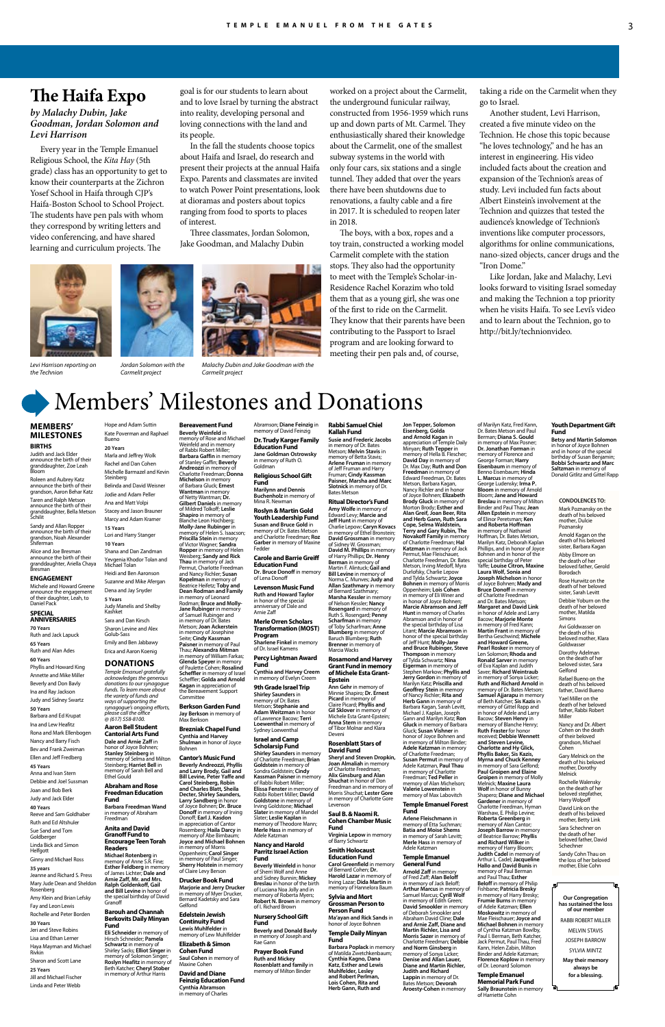# The Haifa Expo

*by Malachy Dubin, Jake Goodman, Jordan Solomon and Levi Harrison*

Every year in the Temple Emanuel Religious School, the *Kita Hay* (5th grade) class has an opportunity to get to know their counterparts at the Zichron Yosef School in Haifa through CJP's Haifa-Boston School to School Project. The students have pen pals with whom they correspond by writing letters and video conferencing, and have shared learning and curriculum projects. The goal is for our students to learn about and to love Israel by turning the abstract into reality, developing personal and loving connections with the land and its people.

In the fall the students choose topics about Haifa and Israel, do research and present their projects at the annual Haifa Expo. Parents and classmates are invited to watch Power Point presentations, look at dioramas and posters about topics ranging from food to sports to places of interest.

Three classmates, Jordan Solomon, Jake Goodman, and Malachy Dubin worked on a project about the Carmelit, the underground funicular railway, constructed from 1956-1959 which runs up and down parts of Mt. Carmel. They enthusiastically shared their knowledge about the Carmelit, one of the smallest subway systems in the world with only four cars, six stations and a single tunnel. They added that over the years there have been shutdowns due to renovations, a faulty cable and a fire in 2017. It is scheduled to reopen later in 2018.

The boys, with a box, ropes and a toy train, constructed a working model Carmelit complete with the station stops. They also had the opportunity to meet with the Temple's Scholar-in-Residence Rachel Korazim who told them that as a young girl, she was one of the first to ride on the Carmelit. They know that their parents have been contributing to the Passport to Israel program and are looking forward to meeting their pen pals and, of course, taking a ride on the Carmelit when they go to Israel.

Another student, Levi Harrison, created a five minute video on the Technion. He chose this topic because "he loves technology," and he has an interest in engineering. His video included facts about the creation and expansion of the Technion's areas of study. Levi included fun facts about Albert Einstein's involvement at the Technion and quizzes that tested the audience's knowledge of Technion's inventions like computer processors, algorithms for online communications, nano-sized objects, cancer drugs and the "Iron Dome."

Like Jordan, Jake and Malachy, Levi looks forward to visiting Israel someday and making the Technion a top priority when he visits Haifa. To see Levi's video and to learn about the Technion, go to http://bit.ly/technionvideo.

*Levi Harrison reporting on the Technion*

*Jordan Solomon with the Carmelit project*

*Malachy Dubin and Jake Goodman with the Carmelit project*

# Members' Milestones and Donations

## MEMBERS' MILESTONES

### BIRTHS

Judith and Jack Elder announce the birth of their granddaughter, Zoe Leah Bloom

Roleen and Aubrey Katz announce the birth of their grandson, Aaron Behar Katz

Taren and Ralph Metson announce the birth of their granddaughter, Bella Metson Schlit

Sandy and Allan Ropper announce the birth of their grandson, Noah Alexander Shiferman

Alice and Joe Bresman announce the birth of their granddaughter, Ariella Chaya Bresman

### ENGAGEMENT

Michele and Howard Greene announce the engagement of their daughter, Leah, to Daniel Pack

### SPECIAL ANNIVERSARIES

**70 Years**
Ruth and Jack Lapuck

**65 Years**
Ruth and Alan Ades

**60 Years**
Phyllis and Howard King
Annette and Mike Miller
Beverly and Don Bavly
Ina and Ray Jackson
Judy and Sidney Swartz

**50 Years**
Barbara and Ed Krupat
Ina and Lew Heafitz
Rona and Mark Ellenbogen
Nancy and Barry Fisch
Bev and Frank Zweiman
Ellen and Jeff Fredberg

**45 Years**
Anna and Ivan Stern
Debbie and Joel Sussman
Joan and Bob Berk
Judy and Jack Elder

**40 Years**
Reeve and Sam Goldhaber
Ruth and Ed Altshuler
Sue Sand and Tom Goldberger
Linda Bick and Simon Helfgott
Ginny and Michael Ross

**35 years**
Jeanne and Richard S. Press
Mary Jude Dean and Sheldon Rosenberg
Amy Klein and Brian Lefsky
Fay and Leon Lewis
Rochelle and Peter Borden

**30 Years**
Jeri and Steve Robins
Lisa and Ethan Lerner
Haya Mayman and Michael Rivkin
Sharon and Scott Lane

**25 Years**
Jill and Michael Fischer
Linda and Peter Webb
Hope and Adam Suttin
Kate Poverman and Raphael Bueno

**20 Years**
Marla and Jeffrey Wolk
Rachel and Dan Cohen
Michelle Barmazel and Kevin Steinberg
Belinda and David Weisner
Jodie and Adam Peller
Ana and Matt Volpi
Stacey and Jason Brauner
Marcy and Adam Kramer

**15 Years**
Lori and Harry Stanger

**10 Years**
Shana and Dan Zandman
Yevgenia Khodor Tolan and Michael Tolan
Heidi and Ben Aaronson
Suzanne and Mike Afergan
Dena and Jay Snyder

**5 Years**
Judy Manelis and Shelby Kashket
Sara and Dan Kirsch
Sharon Levine and Alex Golub-Sass
Emily and Ben Jabbawy
Erica and Aaron Koenig

## DONATIONS

*Temple Emanuel gratefully acknowledges the generous donations to our synagogue funds. To learn more about the variety of funds and ways of supporting the synagogue's ongoing efforts, please call the office @ (617) 558-8100.*

### Aaron Bell Student Cantorial Arts Fund

**Dale and Arnie Zaff** in honor of Joyce Bohnen; **Stanley Steinberg** in memory of Selma and Milton Steinberg; **Harriet Bell** in memory of Sarah Bell and Ethel Gould

### Abraham and Rose Freedman Education Fund

**Barbara Freedman Wand** in memory of Abraham Freedman

### Anita and David Granoff Fund to Encourage Teen Torah Readers

**Michael Rotenberg** in memory of Anne S.R. Fine; **Esther Feldberg** in memory of James Lichter; **Dale and Arnie Zaff, Mr. and Mrs. Ralph Goldenkoff, Gail and Bill Levine** in honor of the special birthday of David Granoff

### Barouh and Channah Berkovits Daily Minyan Fund

**Eli Schneider** in memory of Hirsch Schneider; **Pamela Schwartz** in memory of Shirley Sacks; **Elliot Singer** in memory of Solomon Singer; **Roslyn Heafitz** in memory of Beth Katcher; **Cheryl Stober** in memory of Arthur Harris

### Bereavement Fund

**Beverly Weinfeld** in memory of Rose and Michael Weinfeld and in memory of Rabbi Robert Miller; **Barbara Gaffin** in memory of Stanley Gaffin; **Beverly Andreozzi** in memory of Charlotte Freedman; **Donna Michelson** in memory of Barbara Gluck; **Ernest Wantman** in memory of Netty Wantman; **Dr. Gilbert Daniels** in memory of Mildred Tolkoff; **Leslie Shapiro** in memory of Blanche Leon Hochberg; **Molly-Jane Rubinger** in memory of Helen S. Isaacson; **Priscilla Stein** in memory of Victor Wagner; **Sandra Ropper** in memory of Helen Weisberg; **Sandy and Rick Thau** in memory of Jack Permut, Charlotte Freedman and Nancy Richler; **Susan Kopelman** in memory of Beatrice Heifetz; **Toby and Dean Rodman and Family** in memory of Leonard Rodman; **Bruce and Molly-Jane Rubinger** in memory of Samuel Rubinger and in memory of Dr. Bates Metson; **Jon Ackerstein** in memory of Josephine Seite; **Cindy Kassman Paisner** in memory of Paul Thau; **Alexandra Wilmann** in memory of William Farkas; **Glenda Speyer** in memory of Paulette Cohen; **Rosalind Scheffler** in memory of Israel Scheffler; **Golda and Arnold Kagan** in appreciation of the Bereavement Support Committee

### Berkson Garden Fund

**Jay Berkson** in memory of Max Berkson

### Brezniak Chapel Fund

**Cynthia and Harvey Shulman** in honor of Joyce Bohnen

### Cantor's Music Fund

**Beverly Andreozzi, Phyllis and Larry Brody, Gail and Bill Levine, Peter Yaffe and Carol Steinberg, Robin and Charles Blatt, Sheila Decter, Shirley Saunders, Larry Sandberg** in honor of Joyce Bohnen; **Dr. Bruce Donoff** in memory of Irving Donoff; **Earl J. Kasdon** in appreciation of Cantor Rosenberg; **Haila Darcy** in memory of Abe Birnbaum; **Joyce and Michael Bohnen** in memory of Morris Oppenheim; **Carol Singer** in memory of Paul Singer; **Sherry Holstein** in memory of Claire Levy Brosin

### Drucker Book Fund

**Marjorie and Jerry Drucker** in memory of Myer Drucker, Bernard Kadetsky and Sara Gelfond

### Edelstein Jewish Continuity Fund

**Lewis Muhlfelder** in memory of Lew Muhlfelder

### Elizabeth & Simon Cohen Fund

**Saul Cohen** in memory of Maxine Cohen

### David and Diane Feinzig Education Fund

**Cynthia Abramson** in memory of Charles Abramson; **Diane Feinzig** in memory of David Feinzig

### Dr. Trudy Karger Family Education Fund

**Jane Goldman Ostrowsky** in memory of Ruth O. Goldman

### Religious School Gift Fund

**Marilynn and Dennis Buchenholz** in memory of Mina R. Newman

### Roslyn & Martin Gold Youth Leadership Fund

**Susan and Bruce Gold** in memory of Dr. Bates Metson and Charlotte Freedman; **Roz Garber** in memory of Maxine Fedder

### Carole and Barrie Greiff Education Fund

**Dr. Bruce Donoff** in memory of Lena Donoff

### Levenson Music Fund

**Ruth and Howard Taylor** in honor of the special anniversary of Dale and Arnie Zaff

### Merle Orren Scholars Transformation (MOST) Program

**Sharlene Finkel** in memory of Richard Finkel

### Percy Lightman Award Fund

**Cynthia and Harvey Green** in memory of Evelyn Green

### 9th Grade Israel Trip

**Shirley Saunders** in memory of Dr. Bates Metson; **Stephanie and Adam Weitzman** in honor of Lawrence Bacow; **Terri Loewenthal** in memory of Sydney Loewenthal

### Israel and Camp Scholarship Fund

**Shirley Saunders** in memory of Charlotte Freedman; **Brian Goldstein** in memory of Sondra Goldstein; **Cindy Kassman Paisner** in memory of Rabbi Robert Miller; **Elissa Fenster** in memory of Rabbi Robert Miller; **David Goldstone** in memory of Irving Goldstone; **Michael Slater** in memory of Mandel Slater; **Leslie Kaplan** in memory of Theodore Mann; **Merle Hass** in memory of Adele Katzman

### Nancy and Harold Parritz Israel Action Fund

**Beverly Weinfeld** in honor of Sherri Wolf and Anne and Sidney Runnin; **Mickey Breslau** in honor of the birth of Luciana Noa Jolly and in memory of Roberta Myers; **Norbert N. Brown** in memory of I. Richard Brown

### Nursery School Gift Fund

**Beverly and Donald Bavly** in memory of Joseph and Rae Gann

### Prayer Book Fund

**Ruth and Mickey Rosenblatt and family** in memory of Milton Binder

### Rabbi Samuel Chiel Kallah Fund

**Susie and Frederic Jacobs** in memory of Dr. Bates Metson; **Melvin Stavis** in memory of Betta Stavis; **Arlene Fruman** in memory of Jeff Fruman and Harry Fruman; **Cindy Kassman Paisner, Marsha and Marc Slotnick** in memory of Dr. Bates Metson

### Ritual Director's Fund

**Amy Wolfe** in memory of Edward Levy; **Marcie and Jeff Hunt** in memory of Charlie Lepow; **Caryn Kovacs** in memory of Ethel Bronstein; **David Grossman** in memory of Sidney W. Grossman; **David M. Phillips** in memory of Harry Phillips; **Dr. Henry Berman** in memory of Martin F. Klinstuck; **Gail and Bill Levine** in memory of Norma C. Munves; **Judy and Allan Szathmary** in memory of Bernard Szathmary; **Marsha Kessler** in memory of Nelson Kessler; **Nancy Rosengard** in memory of Ruth S. Rosengard; **Penny Scharfman** in memory of Toby Scharfman; **Anne Blumberg** in memory of Baruch Blumberg; **Ruth Bronner** in memory of Marcia Wacks

### Rosamond and Harvey Grant Fund in memory of Michele Esta Grant-Epstein

**Ann Gehr** in memory of Minnie Shapiro; **Dr. Ernest Picard** in memory of Claire Picard; **Phyllis and Gil Sklover** in memory of Michele Esta Grant-Epstein; **Anna Stern** in memory of Tibor Molnar and Klara Deveni

### Rosenblatt Stars of David Fund

**Sheryl and Steven Dropkin, Joan Almaliah** in memory of Charlotte Freedman; **Alix Ginsburg and Alan Shuchat** in honor of Don Freedman and in memory of Morris Shuchat; **Lester Gore** in memory of Charlotte Gore Levenson

### Saul B. & Naomi R. Cohen Chamber Music Fund

**Virginia Lepow** in memory of Barry Schwartz

### Smith Holocaust Education Fund

**Carol Greenfield** in memory of Bernard Cohen; **Dr. Harold Lazar** in memory of Irving Lazar; **Dida Martin** in memory of Hannelora Baum

### Sylvia and Mort Grossman Person to Person Fund

**Ma'ayan and Rick Sands** in honor of Joyce Bohnen

### Temple Daily Minyan Fund

**Barbara Poplack** in memory of Matilda Zwetchkenbaum; **Cynthia Kagno, Dana Katz, Esther and Lewis Muhlfelder, Lesley and Robert Perlman, Lois Cohen, Rita and Herb Gann, Ruth and Jon Tepper, Solomon Eisenberg, Golda and Arnold Kagan** in appreciation of Temple Daily Minyan; **Ruth Tepper** in memory of Hella B. Flescher; **David Day** in memory of Dr. Max Day; **Ruth and Don Freedman** in memory of Edward Freedman, Dr. Bates Metson, Barbara Kagan, Nancy Richler and in honor of Joyce Bohnen; **Elizabeth Brody Gluck** in memory of Morton Brody; **Esther and Alan Greif, Joan Beer, Rita and Herb Gann, Ruth Sara Cope, Selma Waldstein, Terry and Gary Rubin, The Novakoff Family** in memory of Charlotte Freedman; **Hal Katzman** in memory of Jack Permut, Mae Fleischauer, Charlotte Freedman, Dr. Bates Metson, Irving Medoff, Myra Durlofsky, Charlie Lepow and Tylda Schwartz; **Joyce Bohnen** in memory of Morris Oppenheim; **Lois Cohen** in memory of Eli Winer and in honor of Joyce Bohnen; **Marcie Abramson and Jeff Hunt** in memory of Charles Abramson and in honor of the special birthday of Lisa Litant; **Marcie Abramson** in honor of the special birthday of Jeff Hunt; **Molly-Jane and Bruce Rubinger, Steve Thompson** in memory of Tylda Schwartz; **Nina Eigerman** in memory of Stephen Markow; **Phyllis and Jerry Gordon** in memory of Marilyn Katz; **Priscilla and Geoffrey Stein** in memory of Nancy Richler; **Rita and Herb Gann** in memory of Barbara Kagan, Sarah Levitt, Michael J. Kaplan, Joseph Gann and Marilyn Katz; **Ron Gluck** in memory of Barbara Gluck; **Susan Vishner** in honor of Joyce Bohnen and in memory of Milton Binder; **Adele Katzman** in memory of Charlotte Freedman; **Susan Permut** in memory of Adele Katzman, **Paul Thau** in memory of Charlotte Freedman; **Ted Peller** in memory of Alan Michelson; **Valerie Lowenstein** in memory of Max Labovitch

### Temple Emanuel Forest Fund

**Arlene Fleischmann** in memory of Etta Suchman; **Batia and Moise Shems** in memory of Sarah Levitt; **Merle Hass** in memory of Adele Katzman

### Temple Emanuel General Fund

**Arnold Zaff** in memory of Fred Zaff; **Alan Beloff** in memory of Jack Beloff; **Arthur Marcus** in memory of Samuel Marcus; **Cyrill Wolf** in memory of Edith Green; **David Smookler** in memory of Deborah Smookler and Abraham David Cline; **Dale and Arnie Zaff, Diane and Martin Richler, Lisa and Morris Sazer** in memory of Charlotte Freedman; **Debbie and Norm Ginsberg** in memory of Sonya Licker; **Denise and Allan Lauer, Diane and Martin Richler, Judith and Richard Lappin** in memory of Dr. Bates Metson; **Devorah Aroesty-Cohen** in memory of Marilyn Katz, Fred Kann, Dr. Bates Metson and Paul Berman; **Diana S. Gould** in memory of Max Posner; **Dr. Jonathan Freeman** in memory of Florence and George Forman; **Harry Eisenbaum** in memory of Benno Eisenbaum; **Hinda L. Marcus** in memory of George Ludesky; **Irma P. Bloom** in memory of Arnold Bloom; **Jane and Howard Breslau** in memory of Milton Binder and Paul Thau; **Jean Allen Epstein** in memory of Elinor Peretsman; **Ken and Roberta Hoffman** in memory of Nathaniel Hoffman, Dr. Bates Metson, Marilyn Katz, Deborah Kaplan Phillips, and in honor of Joyce Bohnen and in honor of the special birthday of Peter Yaffe; **Louise Citron, Maxine Laura Wolf, Sonia and Joseph Michelson** in honor of Joyce Bohnen; **Mady and Bruce Donoff** in memory of Charlotte Freedman and Dr. Bates Metson; **Margaret and David Link** in honor of Adele and Larry Bacow; **Marjorie Monte** in memory of Fred Kann; **Martin Frant** in memory of Bertha Geschwind; **Michele and Howard Greene, Pearl Rosker** in memory of Len Solomon; **Rhoda and Ronald Sarver** in memory of Eva Kaplan and Judith Saver; **Richard Weintraub** in memory of Sonya Licker; **Ruth and Richard Arnold** in memory of Dr. Bates Metson; **Samuel Ajjarapu** in memory of Beth Katcher; **Sis Kazis** in memory of Gittel Rapp and in honor of Adele and Larry Bacow; **Steven Henry** in memory of Blanche Henry; **Ruth Fraster** for honor received; **Debbie Wennett and Steven Levine, Charlotte and Hy Glick, Phyllis Baker, Sis Kazis, Myrna and Chuck Kenney** in memory of Sara Gelfond; **Paul Groipen and Elaine Groipen** in memory of Molly Melnick; **Maxine Laura Wolf** in honor of Bunny Shapero; **Diane and Michael Gardener** in memory of Charlotte Freedman, Hyman Warshaw, E. Philip Levine; **Roberta Greenberg** in memory of Alan Cantor; **Joseph Barrow** in memory of Beatrice Barrow; **Phyllis and Richard Wilker** in memory of Harry Bloom; **Judith Cadel** in memory of Arthur L. Cadel; **Jacqueline Hallo and David Bunis** in memory of Paul Berman and Paul Thau; **Esther Beloff** in memory of Philip Fishbane; **Patricia Bresky** in memory of Harry Bresky; **Frumie Burns** in memory of Adele Katzman; **Ellen Moskowitz** in memory of Mae Fleischauer; **Joyce and Michael Bohnen** in memory of Cynthia Katzman Bowlby, Paul L Berman, Beth Katcher, Jack Permut, Paul Thau, Fred Kann, Helen Zabin, Milton Binder and Adele Katzman; **Florence Kolpow** in memory of Dr. Leonard Solomon

### Temple Emanuel Memorial Park Fund

**Sally Braunstein** in memory of Harriette Cohn

### Youth Department Gift Fund

**Betsy and Martin Solomon** in honor of Joyce Bohnen and in honor of the special birthday of Susan Benjamin; **Bobbi Schwartz and Marc Saltzman** in memory of Donald Gitlitz and Gittel Rapp

### CONDOLENCES TO:

Mark Poznansky on the death of his beloved mother, Dulcie Poznansky

Arnold Kagan on the death of his beloved sister, Barbara Kagan

Abby Elmore on the death of her beloved father, Gerold Borodach

Rose Hurwitz on the death of her beloved sister, Sarah Levitt

Debbie Yoburn on the death of her beloved mother, Matilda Simons

Avi Goldwasser on the death of his beloved mother, Klara Goldwasser

Dorothy Adelman on the death of her beloved sister, Sara Gelfond

Rafael Bueno on the death of his beloved father, David Bueno

Yael Miller on the death of her beloved father, Rabbi Robert Miller

Nancy and Dr. Albert Cohen on the death of their beloved grandson, Michael Cohen

Gary Melnick on the death of his beloved mother, Dorothy Melnick

Rochelle Walensky on the death of her beloved stepfather, Harry Wolpoff

David Link on the death of his beloved mother, Betty Link

Sara Schechner on the death of her beloved father, David Schechner

Sandy Cohn Thau on the loss of her beloved mother, Elsie Cohn

**Our Congregation has sustained the loss of our member**

RABBI ROBERT MILLER
MELVIN STAVIS
JOSEPH BARROW
SYLVIA MINTZ

**May their memory always be for a blessing.**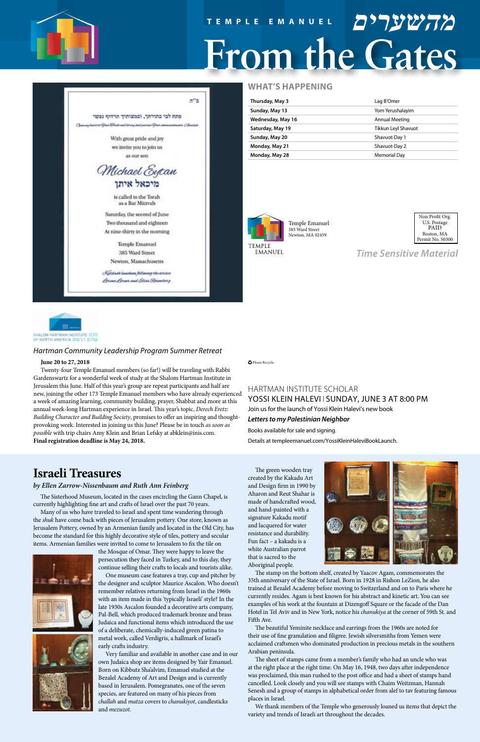# TEMPLE EMANUEL מהשערים From the Gates

ב"ה

פתח לבי בתורתך, ובמצותיך תרדוף נפשי

*Open my heart to Your Torah and let my soul pursue Your commandments. —Amidah*

With great pride and joy
we invite you to join us
as our son

*Michael Eytan*
מיכאל איתן

is called to the Torah
as a Bar Mitzvah

Saturday, the second of June
Two thousand and eighteen
At nine-thirty in the morning

Temple Emanuel
385 Ward Street
Newton, Massachusetts

*Kiddush luncheon following the service*
*Leona Lerner and Elias Rosenberg*

## WHAT'S HAPPENING

| | |
|---|---|
| **Thursday, May 3** | Lag B'Omer |
| **Sunday, May 13** | Yom Yerushalayim |
| **Wednesday, May 16** | Annual Meeting |
| **Saturday, May 19** | Tikkun Leyl Shavuot |
| **Sunday, May 20** | Shavuot-Day 1 |
| **Monday, May 21** | Shavuot-Day 2 |
| **Monday, May 28** | Memorial Day |

TEMPLE EMANUEL

Temple Emanuel
385 Ward Street
Newton, MA 02459

Non Profit Org.
U.S. Postage
PAID
Boston, MA
Permit No. 50300

*Time Sensitive Material*

SHALOM HARTMAN INSTITUTE OF NORTH AMERICA מכון שלום הרטמן

### *Hartman Community Leadership Program Summer Retreat*

**June 20 to 27, 2018**

Twenty-four Temple Emanuel members (so far!) will be traveling with Rabbi Gardenswartz for a wonderful week of study at the Shalom Hartman Institute in Jerusalem this June. Half of this year's group are repeat participants and half are new, joining the other 173 Temple Emanuel members who have already experienced a week of amazing learning, community building, prayer, Shabbat and more at this annual week-long Hartman experience in Israel. This year's topic, *Derech Eretz: Building Character and Building Society*, promises to offer an inspiring and thought-provoking week. Interested in joining us this June? Please be in touch *as soon as possible* with trip chairs Amy Klein and Brian Lefsky at abklein@inis.com. **Final registration deadline is May 24, 2018.**

Please Recycle.

### HARTMAN INSTITUTE SCHOLAR
### YOSSI KLEIN HALEVI | SUNDAY, JUNE 3 AT 8:00 PM

Join us for the launch of Yossi Klein Halevi's new book

***Letters to my Palestinian Neighbor***

Books available for sale and signing.

Details at templeemanuel.com/YossiKleinHaleviBookLaunch.

## Israeli Treasures

*by Ellen Zarrow-Nissenbaum and Ruth Ann Feinberg*

The Sisterhood Museum, located in the cases encircling the Gann Chapel, is currently highlighting fine art and crafts of Israel over the past 70 years.

Many of us who have traveled to Israel and spent time wandering through the *shuk* have come back with pieces of Jerusalem pottery. One store, known as Jerusalem Pottery, owned by an Armenian family and located in the Old City, has become the standard for this highly decorative style of tiles, pottery and secular items. Armenian families were invited to come to Jerusalem to fix the tile on the Mosque of Omar. They were happy to leave the persecution they faced in Turkey, and to this day, they continue selling their crafts to locals and tourists alike.

One museum case features a tray, cup and pitcher by the designer and sculptor Maurice Ascalon. Who doesn't remember relatives returning from Israel in the 1960s with an item made in this 'typically Israeli' style? In the late 1930s Ascalon founded a decorative arts company, Pal-Bell, which produced trademark bronze and brass Judaica and functional items which introduced the use of a deliberate, chemically-induced green patina to metal work, called Verdigris, a hallmark of Israel's early crafts industry.

Very familiar and available in another case and in our own Judaica shop are items designed by Yair Emanuel. Born on Kibbutz Sha'alvim, Emanuel studied at the Bezalel Academy of Art and Design and is currently based in Jerusalem. Pomegranates, one of the seven species, are featured on many of his pieces from *challah* and *matza* covers to *chanukiyot*, candlesticks and *mezuzot*.

The green wooden tray created by the Kakadu Art and Design firm in 1990 by Aharon and Reut Shahar is made of handcrafted wood, and hand-painted with a signature Kakadu motif and lacquered for water resistance and durability. Fun fact – a kakadu is a white Australian parrot that is sacred to the Aboriginal people.

The stamp on the bottom shelf, created by Yaacov Agam, commemorates the 35th anniversary of the State of Israel. Born in 1928 in Rishon LeZion, he also trained at Bezalel Academy before moving to Switzerland and on to Paris where he currently resides. Agam is best known for his abstract and kinetic art. You can see examples of his work at the fountain at Dizengoff Square or the facade of the Dan Hotel in Tel Aviv and in New York, notice his *chanukiya* at the corner of 59th St. and Fifth Ave.

The beautiful Yeminite necklace and earrings from the 1960s are noted for their use of fine granulation and filigree. Jewish silversmiths from Yemen were acclaimed craftsmen who dominated production in precious metals in the southern Arabian peninsula.

The sheet of stamps came from a member's family who had an uncle who was at the right place at the right time. On May 16, 1948, two days after independence was proclaimed, this man rushed to the post office and had a sheet of stamps hand cancelled. Look closely and you will see stamps with Chaim Weitzman, Hannah Senesh and a group of stamps in alphabetical order from alef to tav featuring famous places in Israel.

We thank members of the Temple who generously loaned us items that depict the variety and trends of Israeli art throughout the decades.